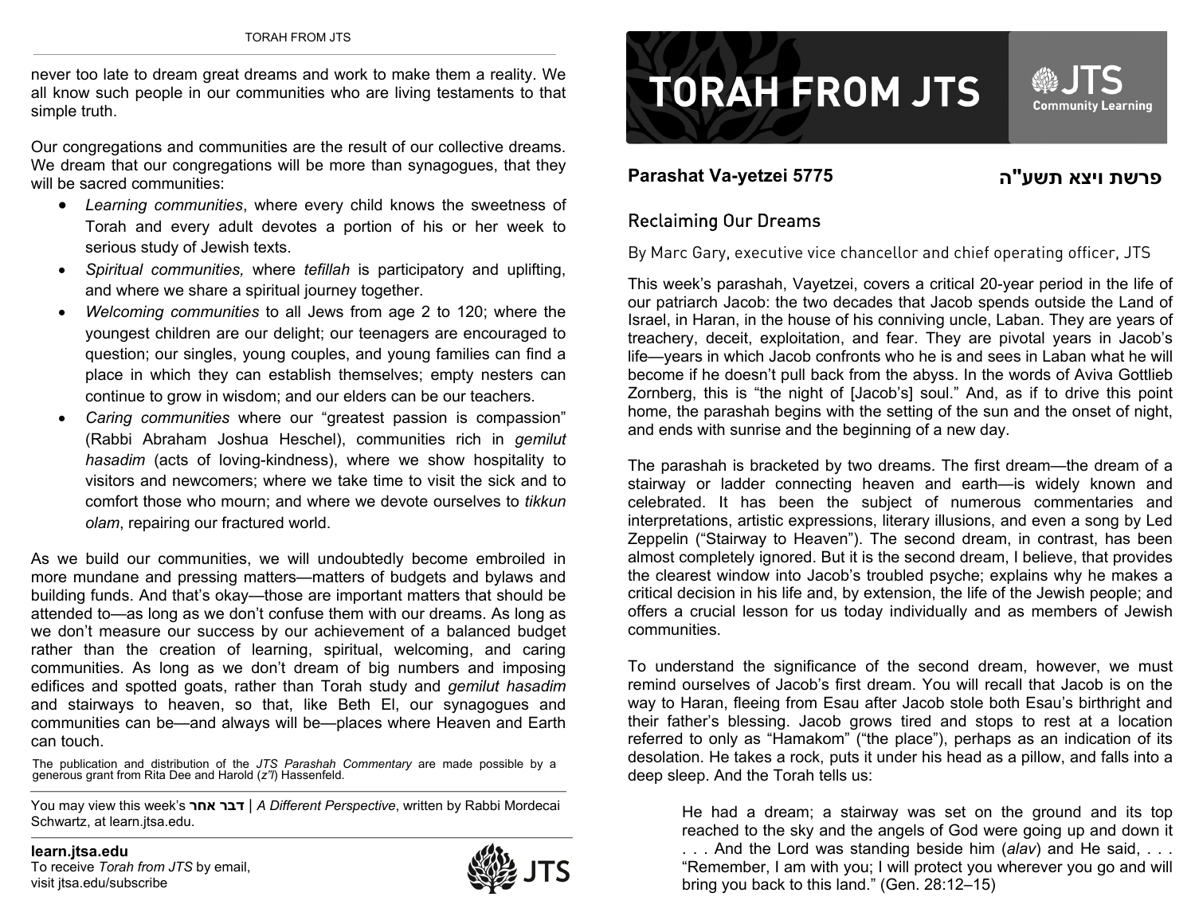# TORAH FROM JTS

JTS Community Learning

**Parashat Va-yetzei 5775** **פרשת ויצא תשע"ה**

## Reclaiming Our Dreams

By Marc Gary, executive vice chancellor and chief operating officer, JTS

This week's parashah, Vayetzei, covers a critical 20-year period in the life of our patriarch Jacob: the two decades that Jacob spends outside the Land of Israel, in Haran, in the house of his conniving uncle, Laban. They are years of treachery, deceit, exploitation, and fear. They are pivotal years in Jacob's life—years in which Jacob confronts who he is and sees in Laban what he will become if he doesn't pull back from the abyss. In the words of Aviva Gottlieb Zornberg, this is "the night of [Jacob's] soul." And, as if to drive this point home, the parashah begins with the setting of the sun and the onset of night, and ends with sunrise and the beginning of a new day.

The parashah is bracketed by two dreams. The first dream—the dream of a stairway or ladder connecting heaven and earth—is widely known and celebrated. It has been the subject of numerous commentaries and interpretations, artistic expressions, literary illusions, and even a song by Led Zeppelin ("Stairway to Heaven"). The second dream, in contrast, has been almost completely ignored. But it is the second dream, I believe, that provides the clearest window into Jacob's troubled psyche; explains why he makes a critical decision in his life and, by extension, the life of the Jewish people; and offers a crucial lesson for us today individually and as members of Jewish communities.

To understand the significance of the second dream, however, we must remind ourselves of Jacob's first dream. You will recall that Jacob is on the way to Haran, fleeing from Esau after Jacob stole both Esau's birthright and their father's blessing. Jacob grows tired and stops to rest at a location referred to only as "Hamakom" ("the place"), perhaps as an indication of its desolation. He takes a rock, puts it under his head as a pillow, and falls into a deep sleep. And the Torah tells us:

> He had a dream; a stairway was set on the ground and its top reached to the sky and the angels of God were going up and down it . . . And the Lord was standing beside him (*alav*) and He said, . . . "Remember, I am with you; I will protect you wherever you go and will bring you back to this land." (Gen. 28:12–15)

---

never too late to dream great dreams and work to make them a reality. We all know such people in our communities who are living testaments to that simple truth.

Our congregations and communities are the result of our collective dreams. We dream that our congregations will be more than synagogues, that they will be sacred communities:

- *Learning communities*, where every child knows the sweetness of Torah and every adult devotes a portion of his or her week to serious study of Jewish texts.
- *Spiritual communities,* where *tefillah* is participatory and uplifting, and where we share a spiritual journey together.
- *Welcoming communities* to all Jews from age 2 to 120; where the youngest children are our delight; our teenagers are encouraged to question; our singles, young couples, and young families can find a place in which they can establish themselves; empty nesters can continue to grow in wisdom; and our elders can be our teachers.
- *Caring communities* where our "greatest passion is compassion" (Rabbi Abraham Joshua Heschel), communities rich in *gemilut hasadim* (acts of loving-kindness), where we show hospitality to visitors and newcomers; where we take time to visit the sick and to comfort those who mourn; and where we devote ourselves to *tikkun olam*, repairing our fractured world.

As we build our communities, we will undoubtedly become embroiled in more mundane and pressing matters—matters of budgets and bylaws and building funds. And that's okay—those are important matters that should be attended to—as long as we don't confuse them with our dreams. As long as we don't measure our success by our achievement of a balanced budget rather than the creation of learning, spiritual, welcoming, and caring communities. As long as we don't dream of big numbers and imposing edifices and spotted goats, rather than Torah study and *gemilut hasadim* and stairways to heaven, so that, like Beth El, our synagogues and communities can be—and always will be—places where Heaven and Earth can touch.

The publication and distribution of the *JTS Parashah Commentary* are made possible by a generous grant from Rita Dee and Harold (*z"l*) Hassenfeld.

You may view this week's **דבר אחר** | *A Different Perspective*, written by Rabbi Mordecai Schwartz, at learn.jtsa.edu.

**learn.jtsa.edu**
To receive *Torah from JTS* by email, visit jtsa.edu/subscribe

JTS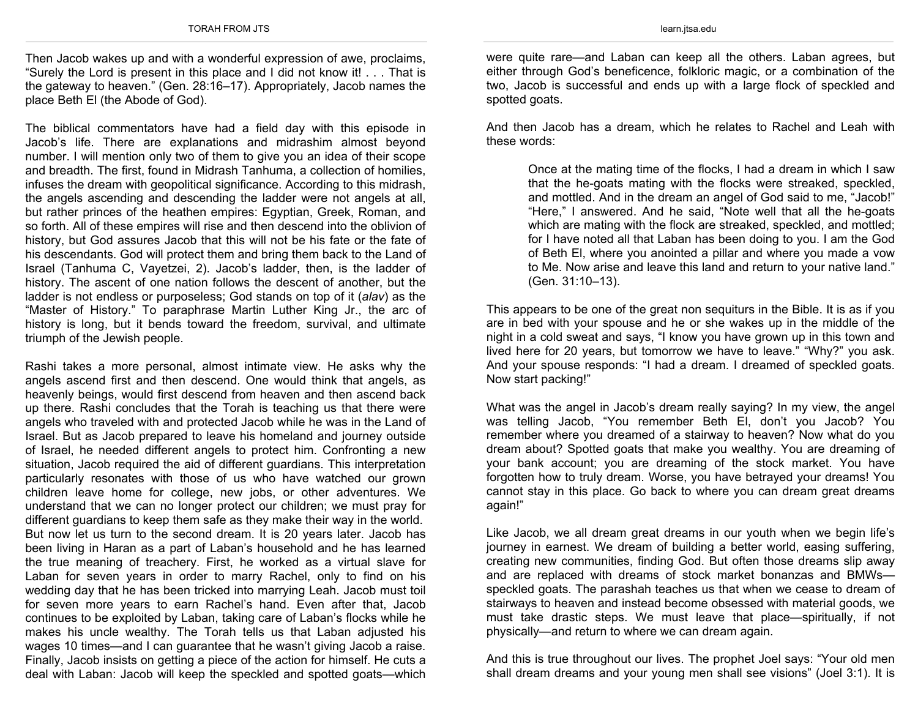Then Jacob wakes up and with a wonderful expression of awe, proclaims, "Surely the Lord is present in this place and I did not know it! . . . That is the gateway to heaven." (Gen. 28:16–17). Appropriately, Jacob names the place Beth El (the Abode of God).

The biblical commentators have had a field day with this episode in Jacob's life. There are explanations and midrashim almost beyond number. I will mention only two of them to give you an idea of their scope and breadth. The first, found in Midrash Tanhuma, a collection of homilies, infuses the dream with geopolitical significance. According to this midrash, the angels ascending and descending the ladder were not angels at all, but rather princes of the heathen empires: Egyptian, Greek, Roman, and so forth. All of these empires will rise and then descend into the oblivion of history, but God assures Jacob that this will not be his fate or the fate of his descendants. God will protect them and bring them back to the Land of Israel (Tanhuma C, Vayetzei, 2). Jacob's ladder, then, is the ladder of history. The ascent of one nation follows the descent of another, but the ladder is not endless or purposeless; God stands on top of it (*alav*) as the "Master of History." To paraphrase Martin Luther King Jr., the arc of history is long, but it bends toward the freedom, survival, and ultimate triumph of the Jewish people.

Rashi takes a more personal, almost intimate view. He asks why the angels ascend first and then descend. One would think that angels, as heavenly beings, would first descend from heaven and then ascend back up there. Rashi concludes that the Torah is teaching us that there were angels who traveled with and protected Jacob while he was in the Land of Israel. But as Jacob prepared to leave his homeland and journey outside of Israel, he needed different angels to protect him. Confronting a new situation, Jacob required the aid of different guardians. This interpretation particularly resonates with those of us who have watched our grown children leave home for college, new jobs, or other adventures. We understand that we can no longer protect our children; we must pray for different guardians to keep them safe as they make their way in the world.

But now let us turn to the second dream. It is 20 years later. Jacob has been living in Haran as a part of Laban's household and he has learned the true meaning of treachery. First, he worked as a virtual slave for Laban for seven years in order to marry Rachel, only to find on his wedding day that he has been tricked into marrying Leah. Jacob must toil for seven more years to earn Rachel's hand. Even after that, Jacob continues to be exploited by Laban, taking care of Laban's flocks while he makes his uncle wealthy. The Torah tells us that Laban adjusted his wages 10 times—and I can guarantee that he wasn't giving Jacob a raise. Finally, Jacob insists on getting a piece of the action for himself. He cuts a deal with Laban: Jacob will keep the speckled and spotted goats—which were quite rare—and Laban can keep all the others. Laban agrees, but either through God's beneficence, folkloric magic, or a combination of the two, Jacob is successful and ends up with a large flock of speckled and spotted goats.

And then Jacob has a dream, which he relates to Rachel and Leah with these words:

> Once at the mating time of the flocks, I had a dream in which I saw that the he-goats mating with the flocks were streaked, speckled, and mottled. And in the dream an angel of God said to me, "Jacob!" "Here," I answered. And he said, "Note well that all the he-goats which are mating with the flock are streaked, speckled, and mottled; for I have noted all that Laban has been doing to you. I am the God of Beth El, where you anointed a pillar and where you made a vow to Me. Now arise and leave this land and return to your native land." (Gen. 31:10–13).

This appears to be one of the great non sequiturs in the Bible. It is as if you are in bed with your spouse and he or she wakes up in the middle of the night in a cold sweat and says, "I know you have grown up in this town and lived here for 20 years, but tomorrow we have to leave." "Why?" you ask. And your spouse responds: "I had a dream. I dreamed of speckled goats. Now start packing!"

What was the angel in Jacob's dream really saying? In my view, the angel was telling Jacob, "You remember Beth El, don't you Jacob? You remember where you dreamed of a stairway to heaven? Now what do you dream about? Spotted goats that make you wealthy. You are dreaming of your bank account; you are dreaming of the stock market. You have forgotten how to truly dream. Worse, you have betrayed your dreams! You cannot stay in this place. Go back to where you can dream great dreams again!"

Like Jacob, we all dream great dreams in our youth when we begin life's journey in earnest. We dream of building a better world, easing suffering, creating new communities, finding God. But often those dreams slip away and are replaced with dreams of stock market bonanzas and BMWs—speckled goats. The parashah teaches us that when we cease to dream of stairways to heaven and instead become obsessed with material goods, we must take drastic steps. We must leave that place—spiritually, if not physically—and return to where we can dream again.

And this is true throughout our lives. The prophet Joel says: "Your old men shall dream dreams and your young men shall see visions" (Joel 3:1). It is